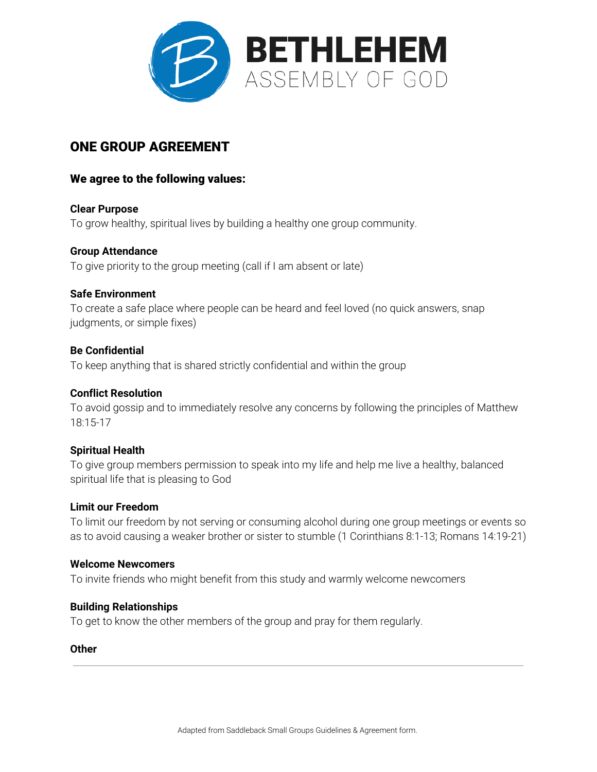# BETHLEHEM ASSEMBLY OF GOD

## ONE GROUP AGREEMENT

### We agree to the following values:

**Clear Purpose**
To grow healthy, spiritual lives by building a healthy one group community.

**Group Attendance**
To give priority to the group meeting (call if I am absent or late)

**Safe Environment**
To create a safe place where people can be heard and feel loved (no quick answers, snap judgments, or simple fixes)

**Be Confidential**
To keep anything that is shared strictly confidential and within the group

**Conflict Resolution**
To avoid gossip and to immediately resolve any concerns by following the principles of Matthew 18:15-17

**Spiritual Health**
To give group members permission to speak into my life and help me live a healthy, balanced spiritual life that is pleasing to God

**Limit our Freedom**
To limit our freedom by not serving or consuming alcohol during one group meetings or events so as to avoid causing a weaker brother or sister to stumble (1 Corinthians 8:1-13; Romans 14:19-21)

**Welcome Newcomers**
To invite friends who might benefit from this study and warmly welcome newcomers

**Building Relationships**
To get to know the other members of the group and pray for them regularly.

**Other**

---

Adapted from Saddleback Small Groups Guidelines & Agreement form.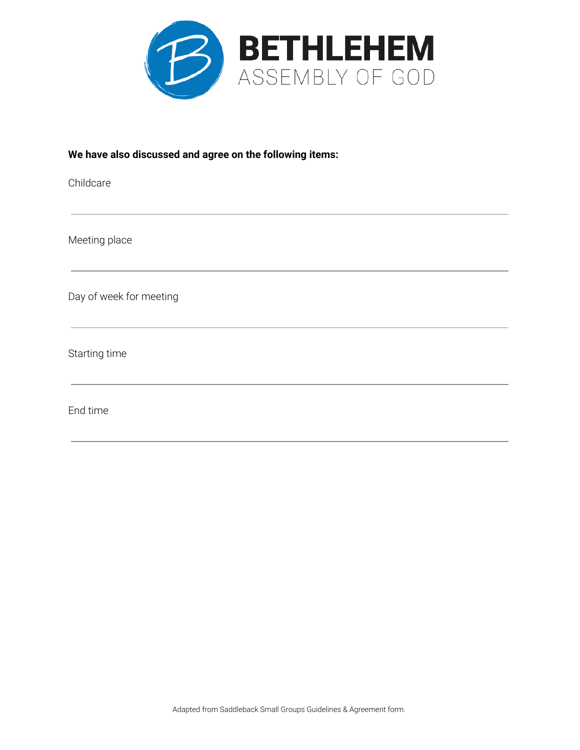BETHLEHEM

ASSEMBLY OF GOD

**We have also discussed and agree on the following items:**

Childcare

\_\_\_\_\_\_\_\_\_\_\_\_\_\_\_\_\_\_\_\_\_\_\_\_\_\_\_\_\_\_\_\_\_\_\_\_\_\_\_\_

Meeting place

\_\_\_\_\_\_\_\_\_\_\_\_\_\_\_\_\_\_\_\_\_\_\_\_\_\_\_\_\_\_\_\_\_\_\_\_\_\_\_\_

Day of week for meeting

\_\_\_\_\_\_\_\_\_\_\_\_\_\_\_\_\_\_\_\_\_\_\_\_\_\_\_\_\_\_\_\_\_\_\_\_\_\_\_\_

Starting time

\_\_\_\_\_\_\_\_\_\_\_\_\_\_\_\_\_\_\_\_\_\_\_\_\_\_\_\_\_\_\_\_\_\_\_\_\_\_\_\_

End time

\_\_\_\_\_\_\_\_\_\_\_\_\_\_\_\_\_\_\_\_\_\_\_\_\_\_\_\_\_\_\_\_\_\_\_\_\_\_\_\_

Adapted from Saddleback Small Groups Guidelines & Agreement form.